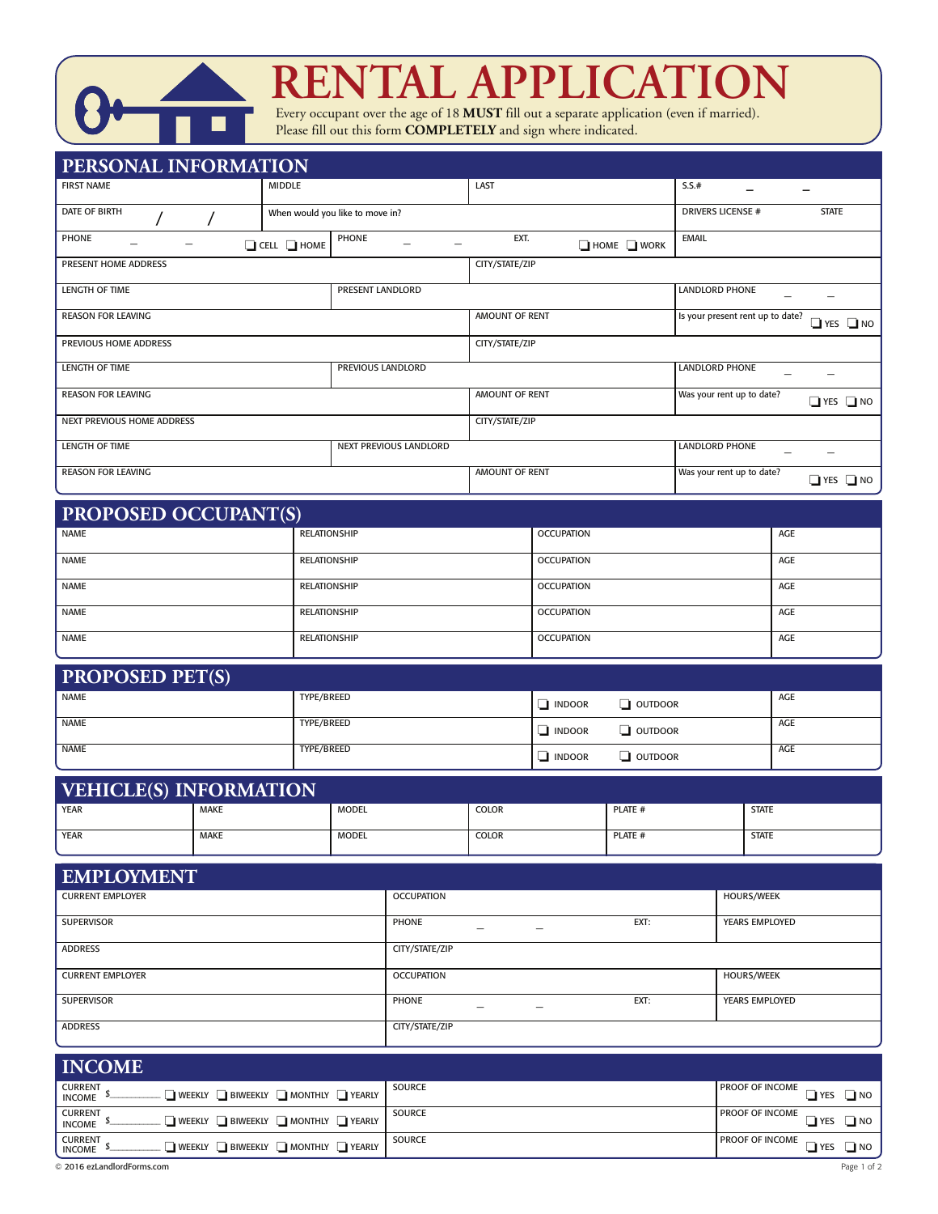# RENTAL APPLICATION

Every occupant over the age of 18 **MUST** fill out a separate application (even if married).
Please fill out this form **COMPLETELY** and sign where indicated.

## PERSONAL INFORMATION

| FIRST NAME | MIDDLE | LAST | S.S.# – – |
|---|---|---|---|
| DATE OF BIRTH / / | When would you like to move in? | | DRIVERS LICENSE # STATE |
| PHONE – – ❑ CELL ❑ HOME | PHONE – – EXT. ❑ HOME ❑ WORK | | EMAIL |
| PRESENT HOME ADDRESS | | CITY/STATE/ZIP | |
| LENGTH OF TIME | PRESENT LANDLORD | | LANDLORD PHONE – – |
| REASON FOR LEAVING | | AMOUNT OF RENT | Is your present rent up to date? ❑ YES ❑ NO |
| PREVIOUS HOME ADDRESS | | CITY/STATE/ZIP | |
| LENGTH OF TIME | PREVIOUS LANDLORD | | LANDLORD PHONE – – |
| REASON FOR LEAVING | | AMOUNT OF RENT | Was your rent up to date? ❑ YES ❑ NO |
| NEXT PREVIOUS HOME ADDRESS | | CITY/STATE/ZIP | |
| LENGTH OF TIME | NEXT PREVIOUS LANDLORD | | LANDLORD PHONE – – |
| REASON FOR LEAVING | | AMOUNT OF RENT | Was your rent up to date? ❑ YES ❑ NO |

## PROPOSED OCCUPANT(S)

| NAME | RELATIONSHIP | OCCUPATION | AGE |
|---|---|---|---|
| NAME | RELATIONSHIP | OCCUPATION | AGE |
| NAME | RELATIONSHIP | OCCUPATION | AGE |
| NAME | RELATIONSHIP | OCCUPATION | AGE |
| NAME | RELATIONSHIP | OCCUPATION | AGE |

## PROPOSED PET(S)

| NAME | TYPE/BREED | ❑ INDOOR ❑ OUTDOOR | AGE |
|---|---|---|---|
| NAME | TYPE/BREED | ❑ INDOOR ❑ OUTDOOR | AGE |
| NAME | TYPE/BREED | ❑ INDOOR ❑ OUTDOOR | AGE |

## VEHICLE(S) INFORMATION

| YEAR | MAKE | MODEL | COLOR | PLATE # | STATE |
|---|---|---|---|---|---|
| YEAR | MAKE | MODEL | COLOR | PLATE # | STATE |

## EMPLOYMENT

| CURRENT EMPLOYER | OCCUPATION | HOURS/WEEK |
|---|---|---|
| SUPERVISOR | PHONE – – EXT: | YEARS EMPLOYED |
| ADDRESS | CITY/STATE/ZIP | |
| CURRENT EMPLOYER | OCCUPATION | HOURS/WEEK |
| SUPERVISOR | PHONE – – EXT: | YEARS EMPLOYED |
| ADDRESS | CITY/STATE/ZIP | |

## INCOME

| CURRENT INCOME $\_\_\_\_\_\_ ❑ WEEKLY ❑ BIWEEKLY ❑ MONTHLY ❑ YEARLY | SOURCE | PROOF OF INCOME ❑ YES ❑ NO |
|---|---|---|
| CURRENT INCOME $\_\_\_\_\_\_ ❑ WEEKLY ❑ BIWEEKLY ❑ MONTHLY ❑ YEARLY | SOURCE | PROOF OF INCOME ❑ YES ❑ NO |
| CURRENT INCOME $\_\_\_\_\_\_ ❑ WEEKLY ❑ BIWEEKLY ❑ MONTHLY ❑ YEARLY | SOURCE | PROOF OF INCOME ❑ YES ❑ NO |

© 2016 ezLandlordForms.com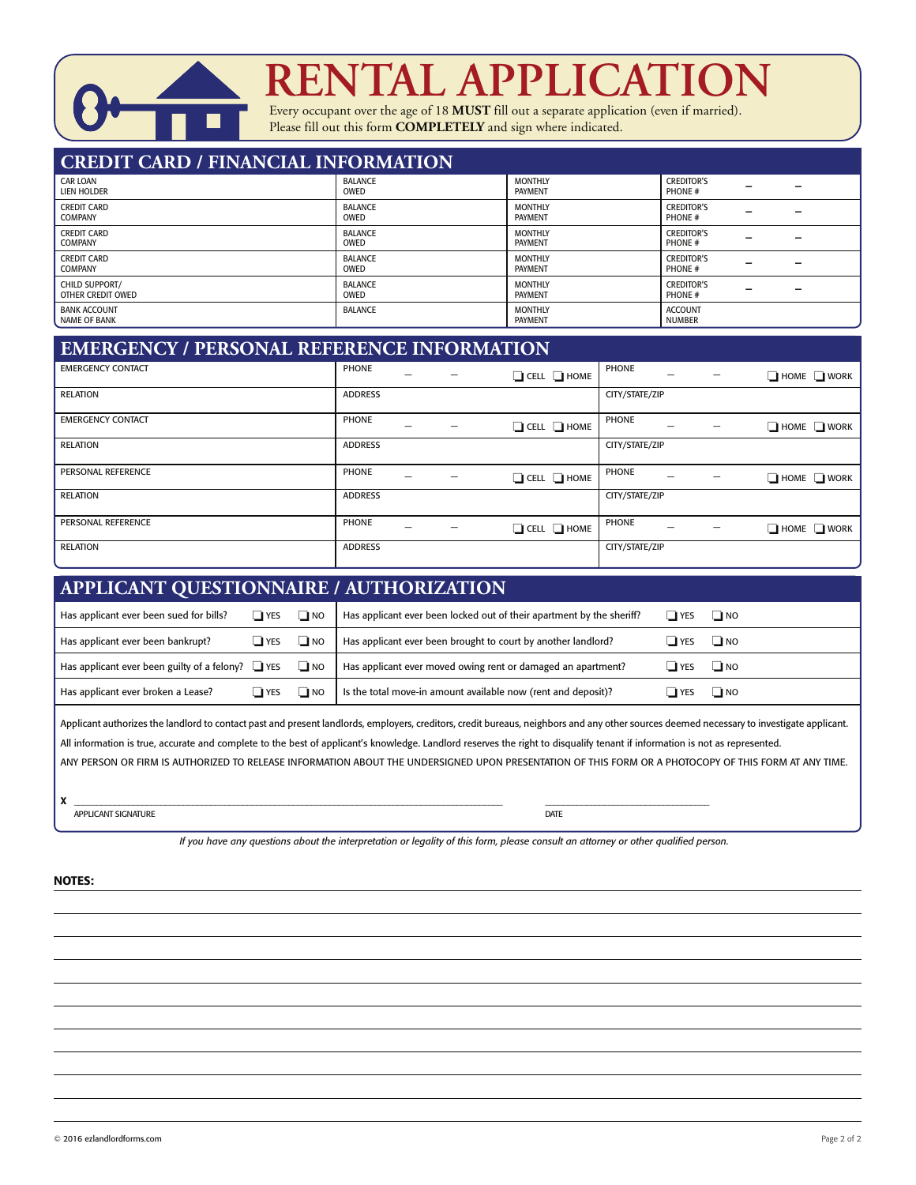# RENTAL APPLICATION

Every occupant over the age of 18 **MUST** fill out a separate application (even if married).
Please fill out this form **COMPLETELY** and sign where indicated.

## CREDIT CARD / FINANCIAL INFORMATION

| | | | |
|---|---|---|---|
| CAR LOAN LIEN HOLDER | BALANCE OWED | MONTHLY PAYMENT | CREDITOR'S PHONE # – – |
| CREDIT CARD COMPANY | BALANCE OWED | MONTHLY PAYMENT | CREDITOR'S PHONE # – – |
| CREDIT CARD COMPANY | BALANCE OWED | MONTHLY PAYMENT | CREDITOR'S PHONE # – – |
| CREDIT CARD COMPANY | BALANCE OWED | MONTHLY PAYMENT | CREDITOR'S PHONE # – – |
| CHILD SUPPORT/ OTHER CREDIT OWED | BALANCE OWED | MONTHLY PAYMENT | CREDITOR'S PHONE # – – |
| BANK ACCOUNT NAME OF BANK | BALANCE | MONTHLY PAYMENT | ACCOUNT NUMBER |

## EMERGENCY / PERSONAL REFERENCE INFORMATION

| | | |
|---|---|---|
| EMERGENCY CONTACT | PHONE – – ❑ CELL ❑ HOME | PHONE – – ❑ HOME ❑ WORK |
| RELATION | ADDRESS | CITY/STATE/ZIP |
| EMERGENCY CONTACT | PHONE – – ❑ CELL ❑ HOME | PHONE – – ❑ HOME ❑ WORK |
| RELATION | ADDRESS | CITY/STATE/ZIP |
| PERSONAL REFERENCE | PHONE – – ❑ CELL ❑ HOME | PHONE – – ❑ HOME ❑ WORK |
| RELATION | ADDRESS | CITY/STATE/ZIP |
| PERSONAL REFERENCE | PHONE – – ❑ CELL ❑ HOME | PHONE – – ❑ HOME ❑ WORK |
| RELATION | ADDRESS | CITY/STATE/ZIP |

## APPLICANT QUESTIONNAIRE / AUTHORIZATION

| | | | |
|---|---|---|---|
| Has applicant ever been sued for bills? | ❑ YES ❑ NO | Has applicant ever been locked out of their apartment by the sheriff? | ❑ YES ❑ NO |
| Has applicant ever been bankrupt? | ❑ YES ❑ NO | Has applicant ever been brought to court by another landlord? | ❑ YES ❑ NO |
| Has applicant ever been guilty of a felony? | ❑ YES ❑ NO | Has applicant ever moved owing rent or damaged an apartment? | ❑ YES ❑ NO |
| Has applicant ever broken a Lease? | ❑ YES ❑ NO | Is the total move-in amount available now (rent and deposit)? | ❑ YES ❑ NO |

Applicant authorizes the landlord to contact past and present landlords, employers, creditors, credit bureaus, neighbors and any other sources deemed necessary to investigate applicant.

All information is true, accurate and complete to the best of applicant's knowledge. Landlord reserves the right to disqualify tenant if information is not as represented.

ANY PERSON OR FIRM IS AUTHORIZED TO RELEASE INFORMATION ABOUT THE UNDERSIGNED UPON PRESENTATION OF THIS FORM OR A PHOTOCOPY OF THIS FORM AT ANY TIME.

X ______________________________________________ ______________________
APPLICANT SIGNATURE DATE

*If you have any questions about the interpretation or legality of this form, please consult an attorney or other qualified person.*

**NOTES:**

© 2016 ezlandlordforms.com